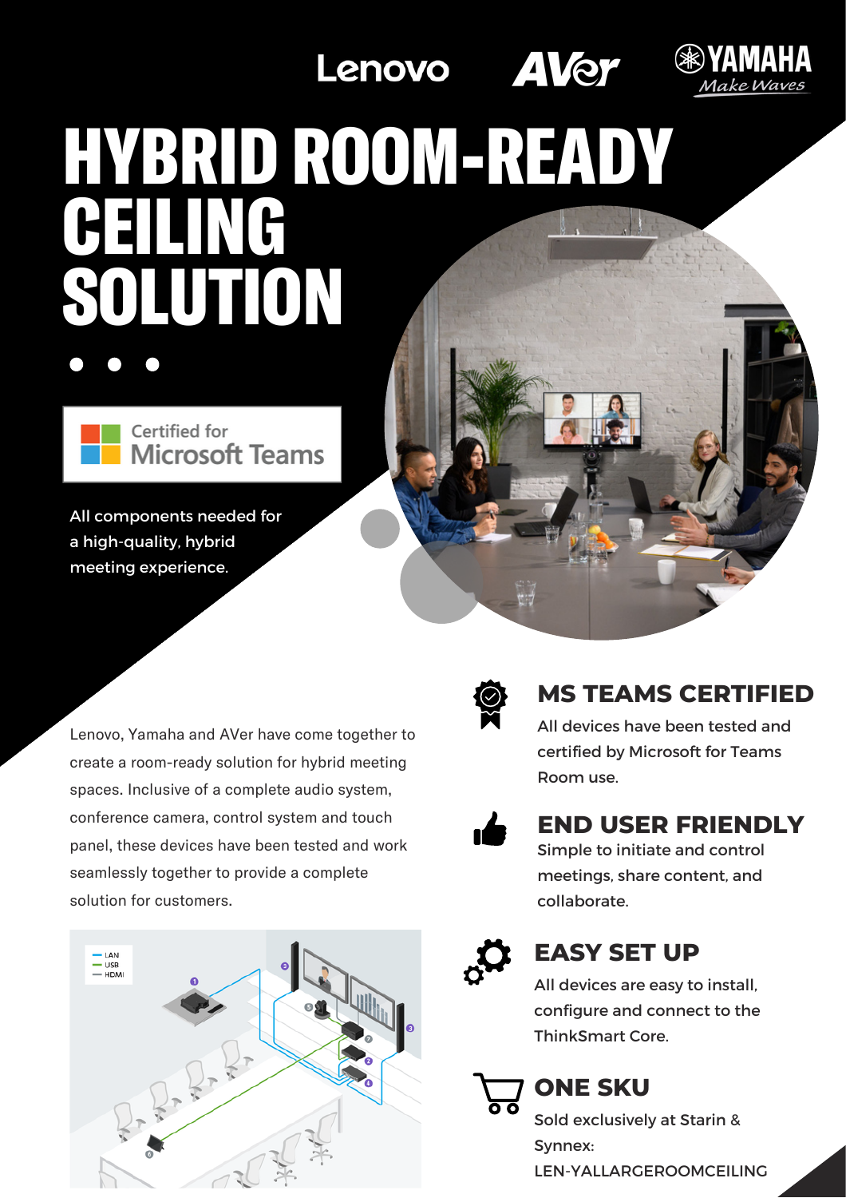Lenovo AVer YAMAHA *Make Waves*

# HYBRID ROOM-READY CEILING SOLUTION

Certified for Microsoft Teams

All components needed for a high-quality, hybrid meeting experience.

Lenovo, Yamaha and AVer have come together to create a room-ready solution for hybrid meeting spaces. Inclusive of a complete audio system, conference camera, control system and touch panel, these devices have been tested and work seamlessly together to provide a complete solution for customers.

## MS TEAMS CERTIFIED

All devices have been tested and certified by Microsoft for Teams Room use.

## END USER FRIENDLY

Simple to initiate and control meetings, share content, and collaborate.

## EASY SET UP

All devices are easy to install, configure and connect to the ThinkSmart Core.

## ONE SKU

Sold exclusively at Starin & Synnex:
LEN-YALLARGEROOMCEILING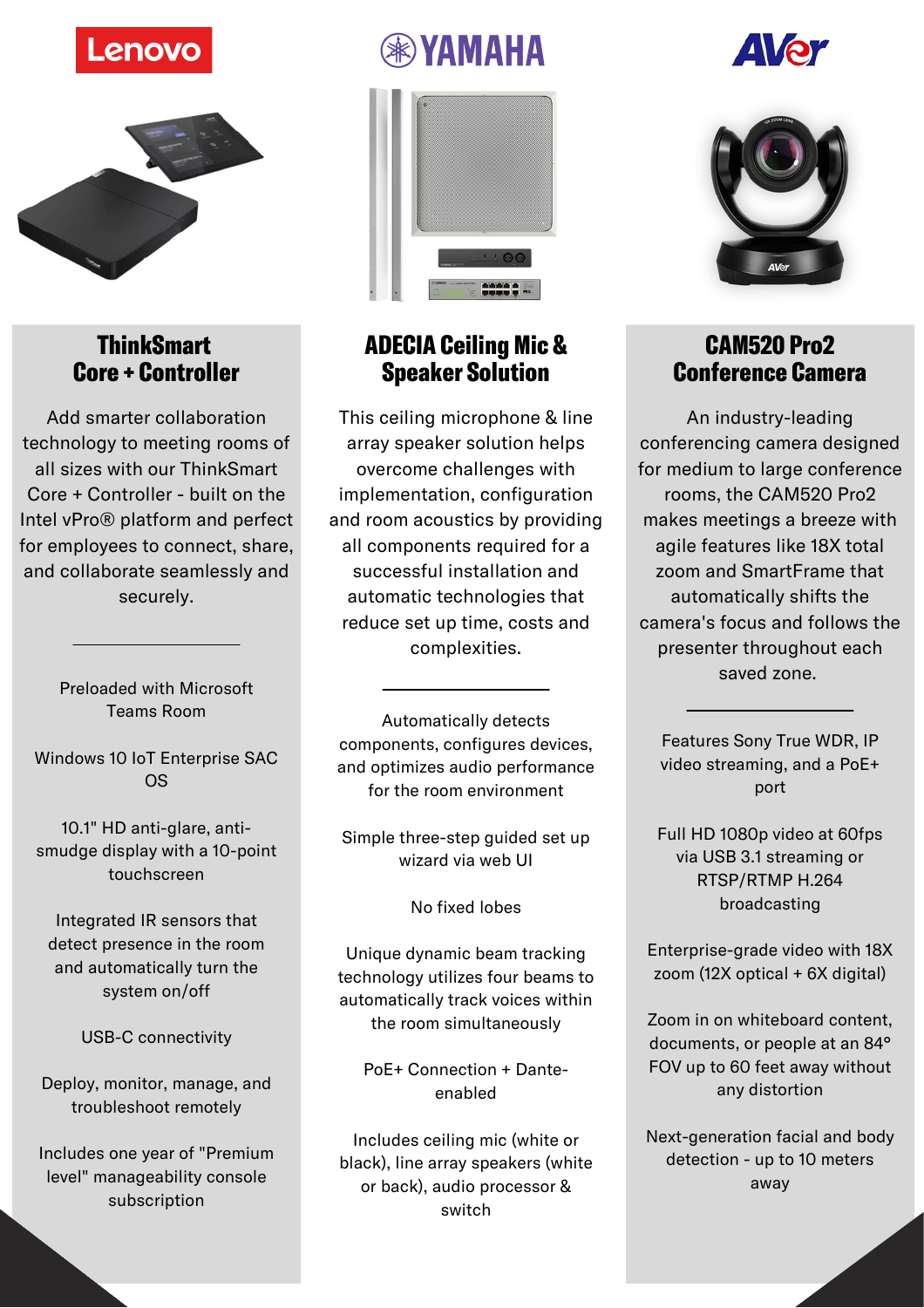Lenovo

## ThinkSmart Core + Controller

Add smarter collaboration technology to meeting rooms of all sizes with our ThinkSmart Core + Controller - built on the Intel vPro® platform and perfect for employees to connect, share, and collaborate seamlessly and securely.

---

Preloaded with Microsoft Teams Room

Windows 10 IoT Enterprise SAC OS

10.1" HD anti-glare, anti-smudge display with a 10-point touchscreen

Integrated IR sensors that detect presence in the room and automatically turn the system on/off

USB-C connectivity

Deploy, monitor, manage, and troubleshoot remotely

Includes one year of "Premium level" manageability console subscription

YAMAHA

## ADECIA Ceiling Mic & Speaker Solution

This ceiling microphone & line array speaker solution helps overcome challenges with implementation, configuration and room acoustics by providing all components required for a successful installation and automatic technologies that reduce set up time, costs and complexities.

---

Automatically detects components, configures devices, and optimizes audio performance for the room environment

Simple three-step guided set up wizard via web UI

No fixed lobes

Unique dynamic beam tracking technology utilizes four beams to automatically track voices within the room simultaneously

PoE+ Connection + Dante-enabled

Includes ceiling mic (white or black), line array speakers (white or back), audio processor & switch

AVer

## CAM520 Pro2 Conference Camera

An industry-leading conferencing camera designed for medium to large conference rooms, the CAM520 Pro2 makes meetings a breeze with agile features like 18X total zoom and SmartFrame that automatically shifts the camera's focus and follows the presenter throughout each saved zone.

---

Features Sony True WDR, IP video streaming, and a PoE+ port

Full HD 1080p video at 60fps via USB 3.1 streaming or RTSP/RTMP H.264 broadcasting

Enterprise-grade video with 18X zoom (12X optical + 6X digital)

Zoom in on whiteboard content, documents, or people at an 84° FOV up to 60 feet away without any distortion

Next-generation facial and body detection - up to 10 meters away